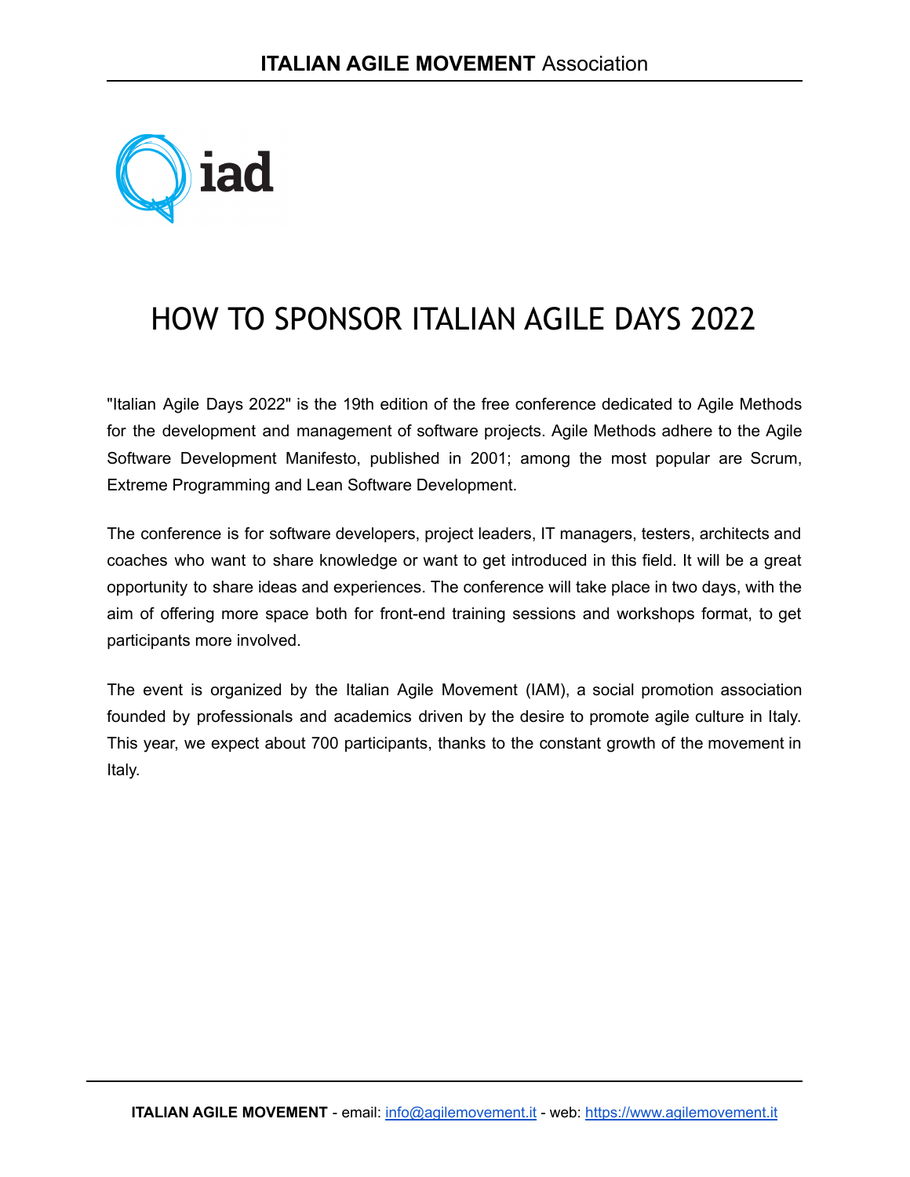# HOW TO SPONSOR ITALIAN AGILE DAYS 2022

"Italian Agile Days 2022" is the 19th edition of the free conference dedicated to Agile Methods for the development and management of software projects. Agile Methods adhere to the Agile Software Development Manifesto, published in 2001; among the most popular are Scrum, Extreme Programming and Lean Software Development.

The conference is for software developers, project leaders, IT managers, testers, architects and coaches who want to share knowledge or want to get introduced in this field. It will be a great opportunity to share ideas and experiences. The conference will take place in two days, with the aim of offering more space both for front-end training sessions and workshops format, to get participants more involved.

The event is organized by the Italian Agile Movement (IAM), a social promotion association founded by professionals and academics driven by the desire to promote agile culture in Italy. This year, we expect about 700 participants, thanks to the constant growth of the movement in Italy.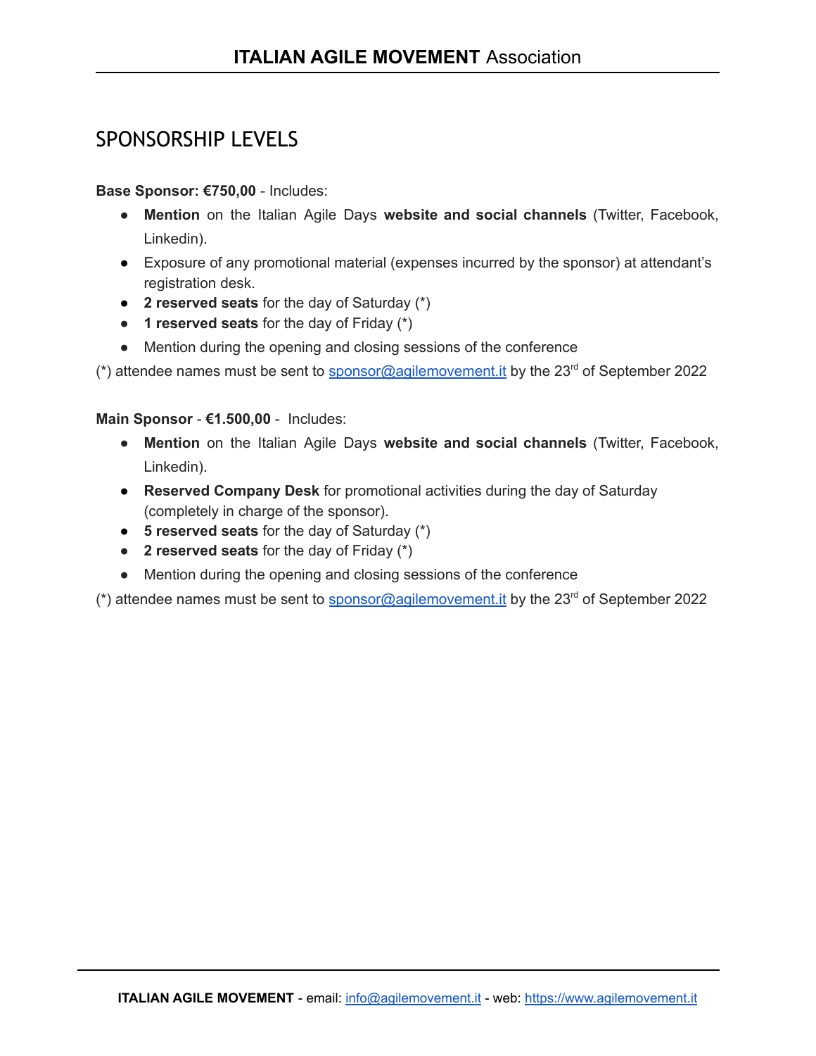## SPONSORSHIP LEVELS

**Base Sponsor: €750,00** - Includes:

- **Mention** on the Italian Agile Days **website and social channels** (Twitter, Facebook, Linkedin).
- Exposure of any promotional material (expenses incurred by the sponsor) at attendant's registration desk.
- **2 reserved seats** for the day of Saturday (*)
- **1 reserved seats** for the day of Friday (*)
- Mention during the opening and closing sessions of the conference

(*) attendee names must be sent to sponsor@agilemovement.it by the 23rd of September 2022

**Main Sponsor** - **€1.500,00** - Includes:

- **Mention** on the Italian Agile Days **website and social channels** (Twitter, Facebook, Linkedin).
- **Reserved Company Desk** for promotional activities during the day of Saturday (completely in charge of the sponsor).
- **5 reserved seats** for the day of Saturday (*)
- **2 reserved seats** for the day of Friday (*)
- Mention during the opening and closing sessions of the conference

(*) attendee names must be sent to sponsor@agilemovement.it by the 23rd of September 2022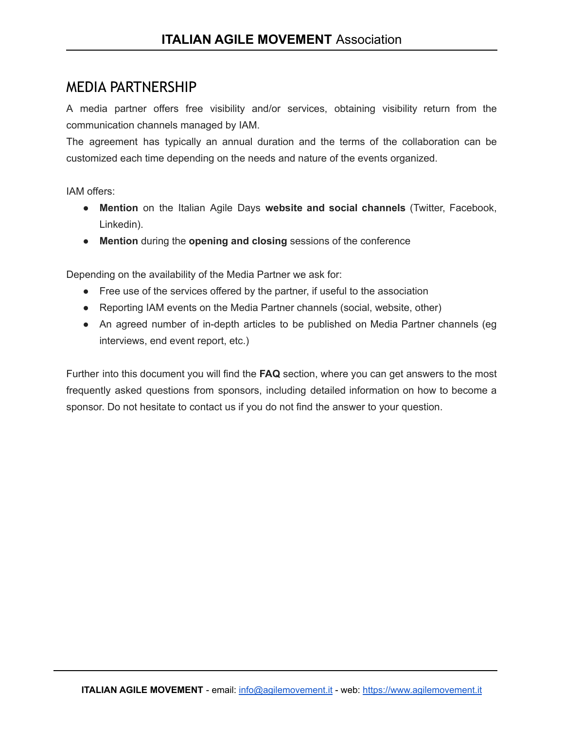## MEDIA PARTNERSHIP

A media partner offers free visibility and/or services, obtaining visibility return from the communication channels managed by IAM.
The agreement has typically an annual duration and the terms of the collaboration can be customized each time depending on the needs and nature of the events organized.

IAM offers:

- **Mention** on the Italian Agile Days **website and social channels** (Twitter, Facebook, Linkedin).
- **Mention** during the **opening and closing** sessions of the conference

Depending on the availability of the Media Partner we ask for:

- Free use of the services offered by the partner, if useful to the association
- Reporting IAM events on the Media Partner channels (social, website, other)
- An agreed number of in-depth articles to be published on Media Partner channels (eg interviews, end event report, etc.)

Further into this document you will find the **FAQ** section, where you can get answers to the most frequently asked questions from sponsors, including detailed information on how to become a sponsor. Do not hesitate to contact us if you do not find the answer to your question.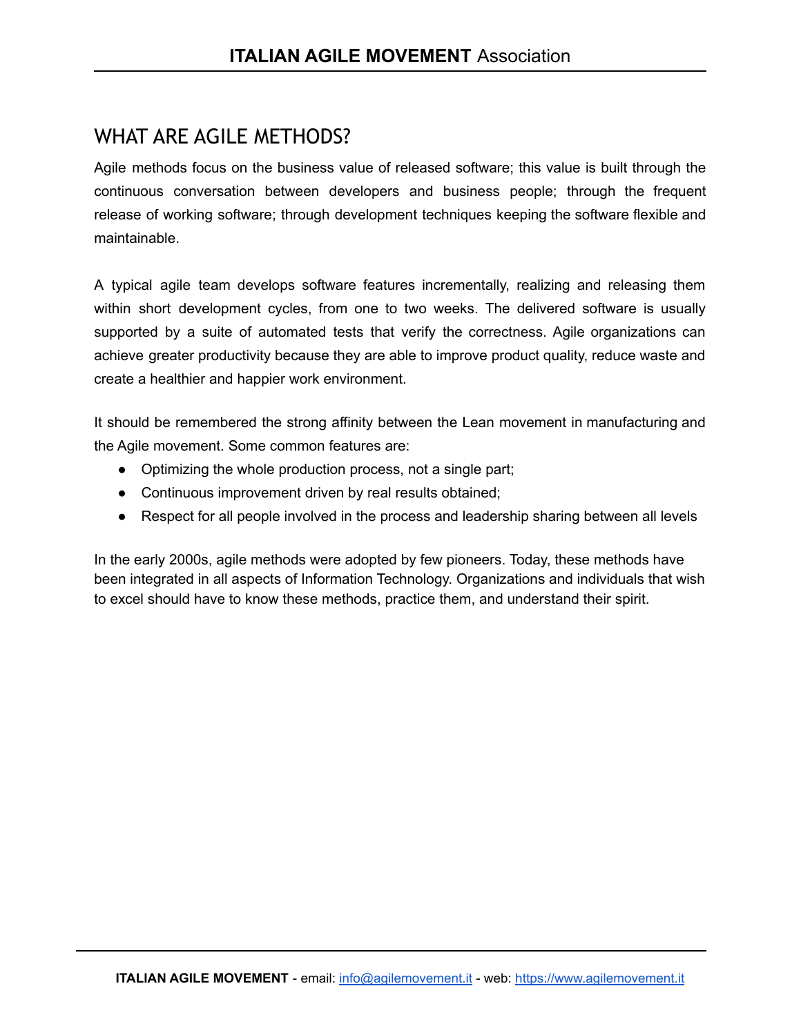# WHAT ARE AGILE METHODS?

Agile methods focus on the business value of released software; this value is built through the continuous conversation between developers and business people; through the frequent release of working software; through development techniques keeping the software flexible and maintainable.

A typical agile team develops software features incrementally, realizing and releasing them within short development cycles, from one to two weeks. The delivered software is usually supported by a suite of automated tests that verify the correctness. Agile organizations can achieve greater productivity because they are able to improve product quality, reduce waste and create a healthier and happier work environment.

It should be remembered the strong affinity between the Lean movement in manufacturing and the Agile movement. Some common features are:

- Optimizing the whole production process, not a single part;
- Continuous improvement driven by real results obtained;
- Respect for all people involved in the process and leadership sharing between all levels

In the early 2000s, agile methods were adopted by few pioneers. Today, these methods have been integrated in all aspects of Information Technology. Organizations and individuals that wish to excel should have to know these methods, practice them, and understand their spirit.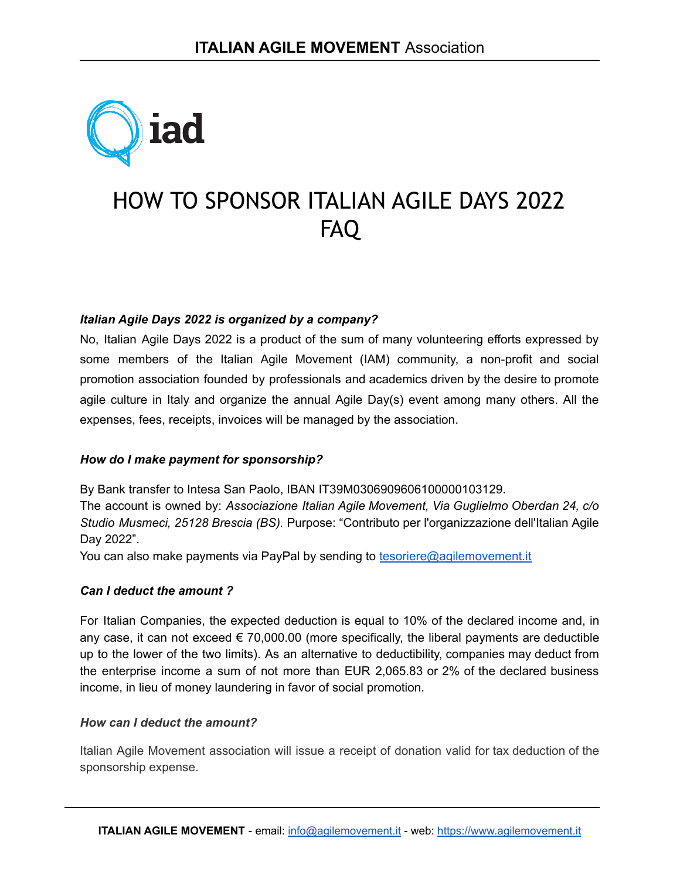# HOW TO SPONSOR ITALIAN AGILE DAYS 2022 FAQ

***Italian Agile Days 2022 is organized by a company?***

No, Italian Agile Days 2022 is a product of the sum of many volunteering efforts expressed by some members of the Italian Agile Movement (IAM) community, a non-profit and social promotion association founded by professionals and academics driven by the desire to promote agile culture in Italy and organize the annual Agile Day(s) event among many others. All the expenses, fees, receipts, invoices will be managed by the association.

***How do I make payment for sponsorship?***

By Bank transfer to Intesa San Paolo, IBAN IT39M0306909606100000103129.
The account is owned by: *Associazione Italian Agile Movement, Via Guglielmo Oberdan 24, c/o Studio Musmeci, 25128 Brescia (BS).* Purpose: "Contributo per l'organizzazione dell'Italian Agile Day 2022".
You can also make payments via PayPal by sending to [tesoriere@agilemovement.it](mailto:tesoriere@agilemovement.it)

***Can I deduct the amount ?***

For Italian Companies, the expected deduction is equal to 10% of the declared income and, in any case, it can not exceed € 70,000.00 (more specifically, the liberal payments are deductible up to the lower of the two limits). As an alternative to deductibility, companies may deduct from the enterprise income a sum of not more than EUR 2,065.83 or 2% of the declared business income, in lieu of money laundering in favor of social promotion.

***How can I deduct the amount?***

Italian Agile Movement association will issue a receipt of donation valid for tax deduction of the sponsorship expense.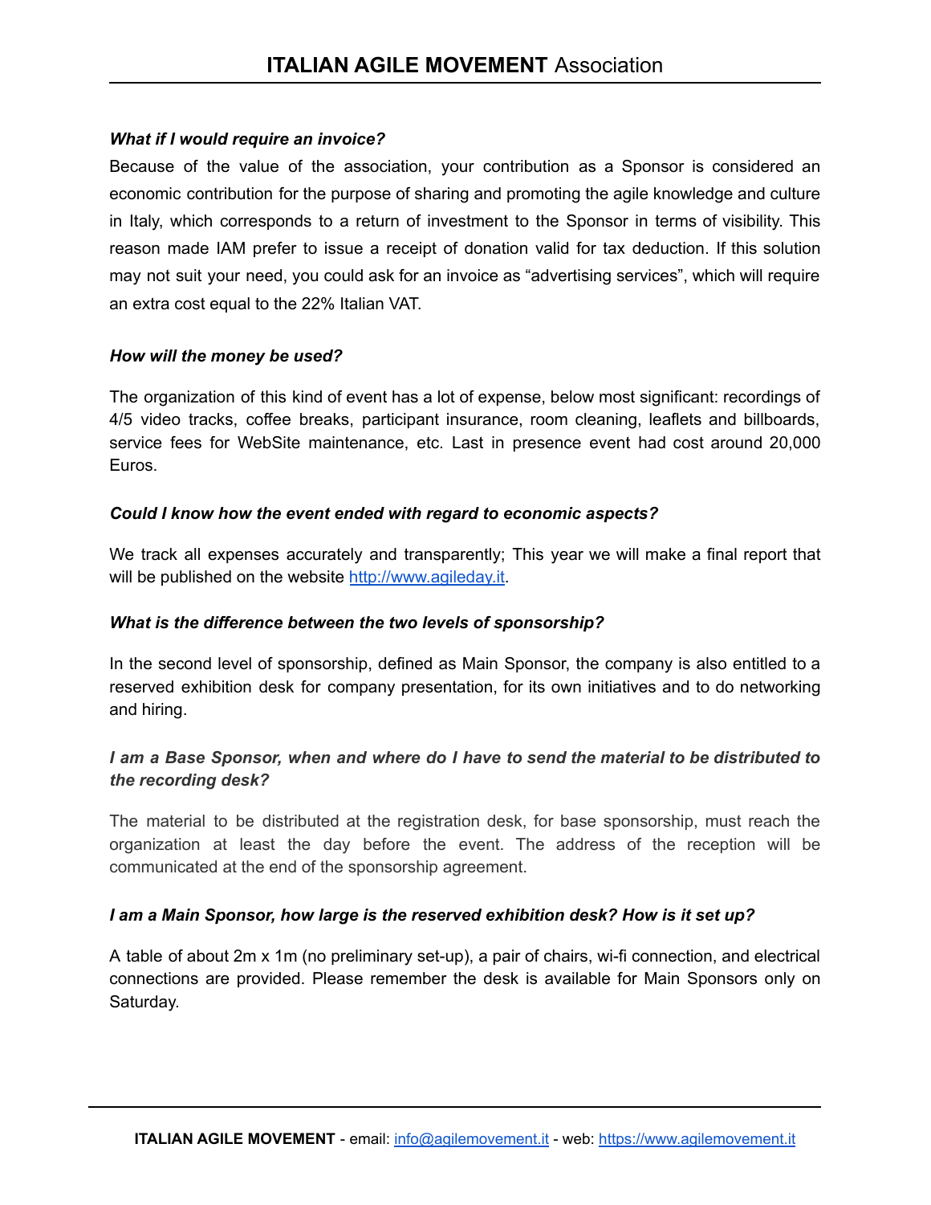***What if I would require an invoice?***

Because of the value of the association, your contribution as a Sponsor is considered an economic contribution for the purpose of sharing and promoting the agile knowledge and culture in Italy, which corresponds to a return of investment to the Sponsor in terms of visibility. This reason made IAM prefer to issue a receipt of donation valid for tax deduction. If this solution may not suit your need, you could ask for an invoice as "advertising services", which will require an extra cost equal to the 22% Italian VAT.

***How will the money be used?***

The organization of this kind of event has a lot of expense, below most significant: recordings of 4/5 video tracks, coffee breaks, participant insurance, room cleaning, leaflets and billboards, service fees for WebSite maintenance, etc. Last in presence event had cost around 20,000 Euros.

***Could I know how the event ended with regard to economic aspects?***

We track all expenses accurately and transparently; This year we will make a final report that will be published on the website [http://www.agileday.it](http://www.agileday.it).

***What is the difference between the two levels of sponsorship?***

In the second level of sponsorship, defined as Main Sponsor, the company is also entitled to a reserved exhibition desk for company presentation, for its own initiatives and to do networking and hiring.

***I am a Base Sponsor, when and where do I have to send the material to be distributed to the recording desk?***

The material to be distributed at the registration desk, for base sponsorship, must reach the organization at least the day before the event. The address of the reception will be communicated at the end of the sponsorship agreement.

***I am a Main Sponsor, how large is the reserved exhibition desk? How is it set up?***

A table of about 2m x 1m (no preliminary set-up), a pair of chairs, wi-fi connection, and electrical connections are provided. Please remember the desk is available for Main Sponsors only on Saturday.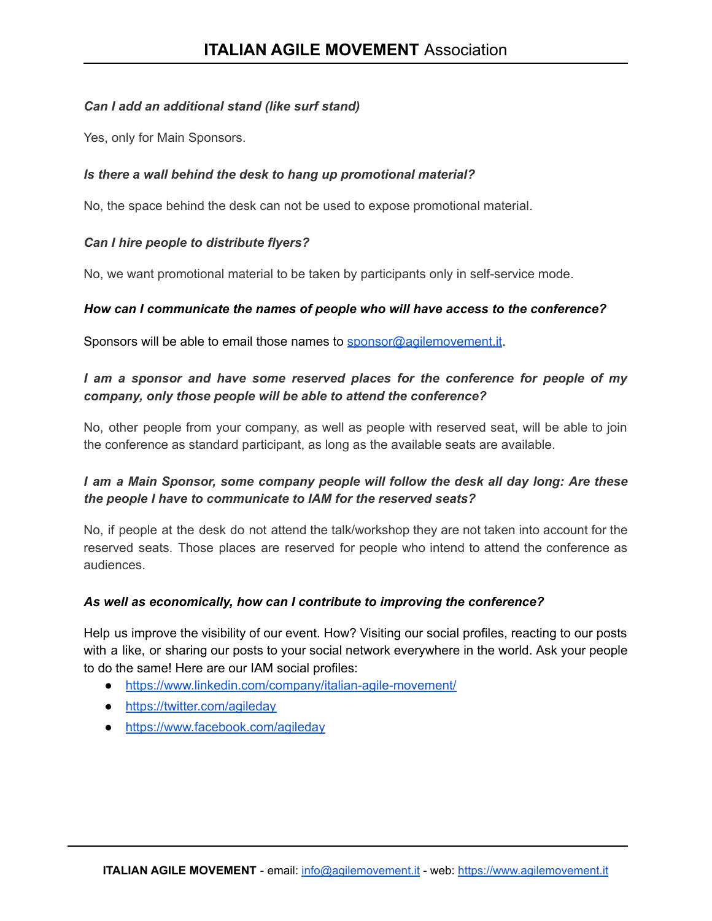***Can I add an additional stand (like surf stand)***

Yes, only for Main Sponsors.

***Is there a wall behind the desk to hang up promotional material?***

No, the space behind the desk can not be used to expose promotional material.

***Can I hire people to distribute flyers?***

No, we want promotional material to be taken by participants only in self-service mode.

***How can I communicate the names of people who will have access to the conference?***

Sponsors will be able to email those names to [sponsor@agilemovement.it](mailto:sponsor@agilemovement.it).

***I am a sponsor and have some reserved places for the conference for people of my company, only those people will be able to attend the conference?***

No, other people from your company, as well as people with reserved seat, will be able to join the conference as standard participant, as long as the available seats are available.

***I am a Main Sponsor, some company people will follow the desk all day long: Are these the people I have to communicate to IAM for the reserved seats?***

No, if people at the desk do not attend the talk/workshop they are not taken into account for the reserved seats. Those places are reserved for people who intend to attend the conference as audiences.

***As well as economically, how can I contribute to improving the conference?***

Help us improve the visibility of our event. How? Visiting our social profiles, reacting to our posts with a like, or sharing our posts to your social network everywhere in the world. Ask your people to do the same! Here are our IAM social profiles:

- [https://www.linkedin.com/company/italian-agile-movement/](https://www.linkedin.com/company/italian-agile-movement/)
- [https://twitter.com/agileday](https://twitter.com/agileday)
- [https://www.facebook.com/agileday](https://www.facebook.com/agileday)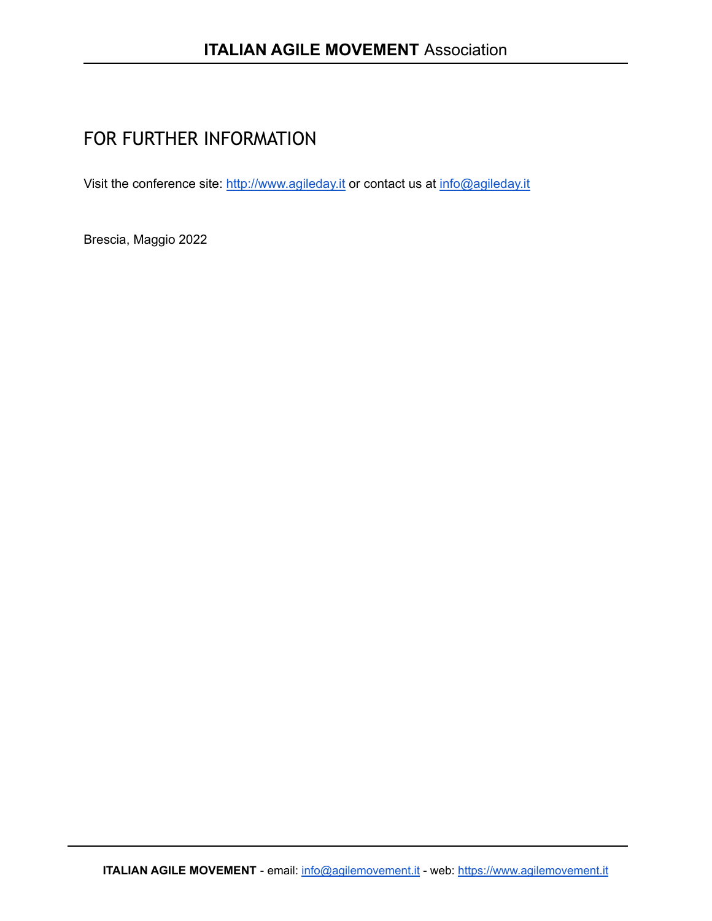# FOR FURTHER INFORMATION

Visit the conference site: http://www.agileday.it or contact us at info@agileday.it

Brescia, Maggio 2022